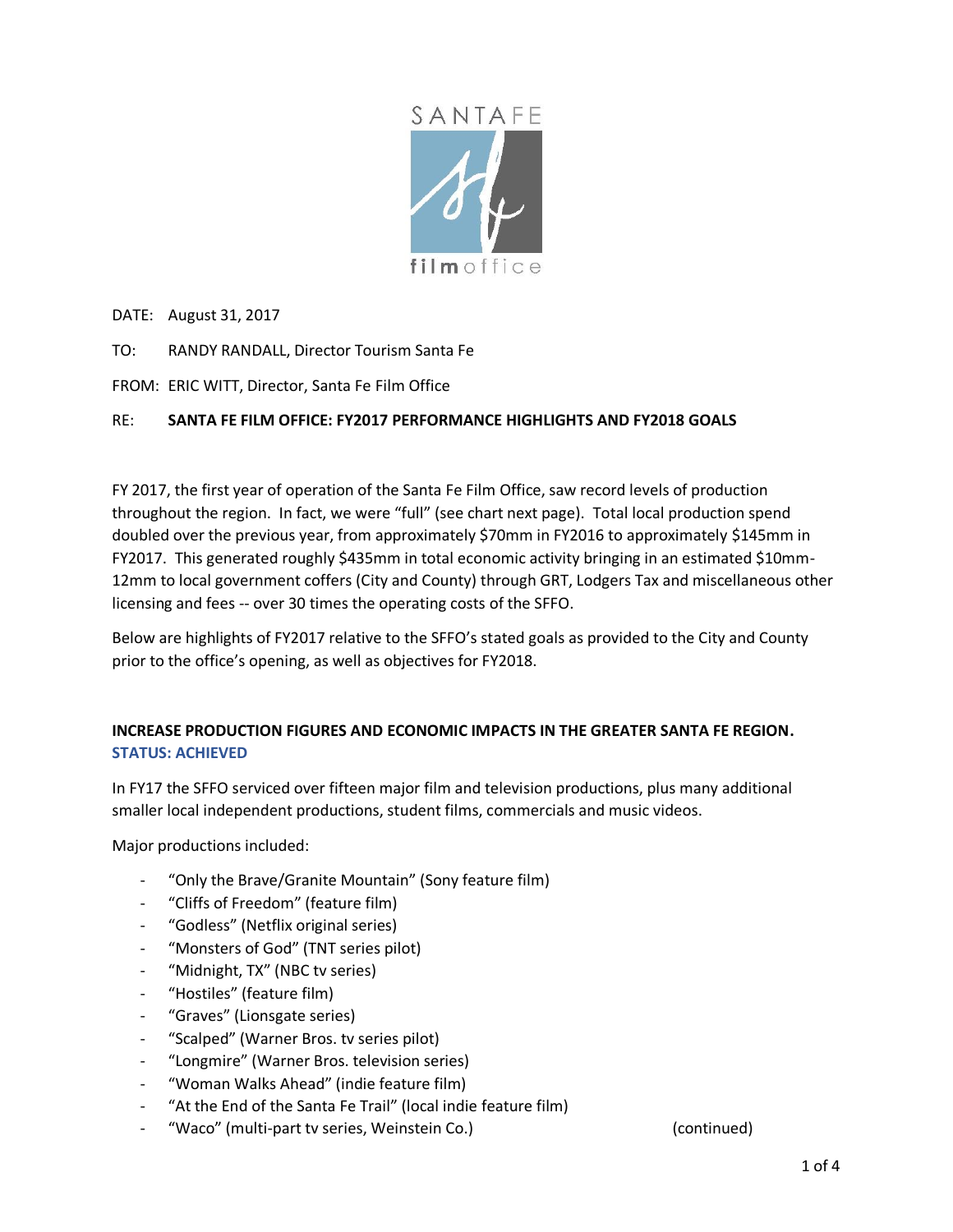SANTA FE

film office

DATE: August 31, 2017

TO: RANDY RANDALL, Director Tourism Santa Fe

FROM: ERIC WITT, Director, Santa Fe Film Office

RE: **SANTA FE FILM OFFICE: FY2017 PERFORMANCE HIGHLIGHTS AND FY2018 GOALS**

FY 2017, the first year of operation of the Santa Fe Film Office, saw record levels of production throughout the region. In fact, we were "full" (see chart next page). Total local production spend doubled over the previous year, from approximately $70mm in FY2016 to approximately $145mm in FY2017. This generated roughly $435mm in total economic activity bringing in an estimated $10mm-12mm to local government coffers (City and County) through GRT, Lodgers Tax and miscellaneous other licensing and fees -- over 30 times the operating costs of the SFFO.

Below are highlights of FY2017 relative to the SFFO's stated goals as provided to the City and County prior to the office's opening, as well as objectives for FY2018.

## INCREASE PRODUCTION FIGURES AND ECONOMIC IMPACTS IN THE GREATER SANTA FE REGION.

**STATUS: ACHIEVED**

In FY17 the SFFO serviced over fifteen major film and television productions, plus many additional smaller local independent productions, student films, commercials and music videos.

Major productions included:

- "Only the Brave/Granite Mountain" (Sony feature film)
- "Cliffs of Freedom" (feature film)
- "Godless" (Netflix original series)
- "Monsters of God" (TNT series pilot)
- "Midnight, TX" (NBC tv series)
- "Hostiles" (feature film)
- "Graves" (Lionsgate series)
- "Scalped" (Warner Bros. tv series pilot)
- "Longmire" (Warner Bros. television series)
- "Woman Walks Ahead" (indie feature film)
- "At the End of the Santa Fe Trail" (local indie feature film)
- "Waco" (multi-part tv series, Weinstein Co.)

(continued)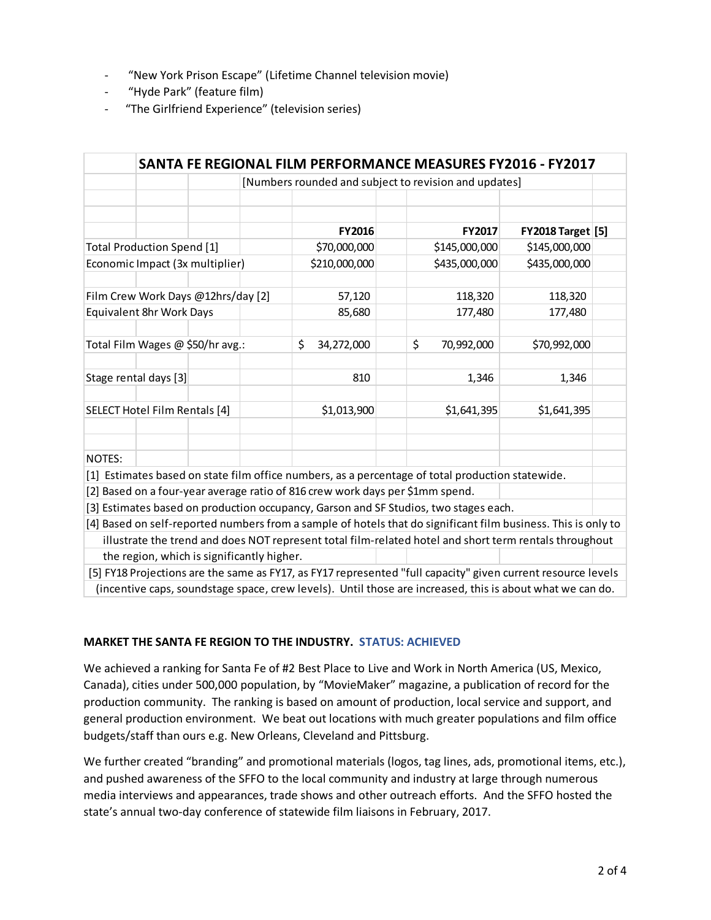- "New York Prison Escape" (Lifetime Channel television movie)
- "Hyde Park" (feature film)
- "The Girlfriend Experience" (television series)

**SANTA FE REGIONAL FILM PERFORMANCE MEASURES FY2016 - FY2017**

[Numbers rounded and subject to revision and updates]

| | FY2016 | FY2017 | FY2018 Target [5] |
|---|---|---|---|
| Total Production Spend [1] | $70,000,000 | $145,000,000 | $145,000,000 |
| Economic Impact (3x multiplier) | $210,000,000 | $435,000,000 | $435,000,000 |
| | | | |
| Film Crew Work Days @12hrs/day [2] | 57,120 | 118,320 | 118,320 |
| Equivalent 8hr Work Days | 85,680 | 177,480 | 177,480 |
| | | | |
| Total Film Wages @ $50/hr avg.: | $ 34,272,000 | $ 70,992,000 | $70,992,000 |
| | | | |
| Stage rental days [3] | 810 | 1,346 | 1,346 |
| | | | |
| SELECT Hotel Film Rentals [4] | $1,013,900 | $1,641,395 | $1,641,395 |

NOTES:

[1] Estimates based on state film office numbers, as a percentage of total production statewide.

[2] Based on a four-year average ratio of 816 crew work days per $1mm spend.

[3] Estimates based on production occupancy, Garson and SF Studios, two stages each.

[4] Based on self-reported numbers from a sample of hotels that do significant film business. This is only to illustrate the trend and does NOT represent total film-related hotel and short term rentals throughout the region, which is significantly higher.

[5] FY18 Projections are the same as FY17, as FY17 represented "full capacity" given current resource levels (incentive caps, soundstage space, crew levels). Until those are increased, this is about what we can do.

**MARKET THE SANTA FE REGION TO THE INDUSTRY. STATUS: ACHIEVED**

We achieved a ranking for Santa Fe of #2 Best Place to Live and Work in North America (US, Mexico, Canada), cities under 500,000 population, by "MovieMaker" magazine, a publication of record for the production community. The ranking is based on amount of production, local service and support, and general production environment. We beat out locations with much greater populations and film office budgets/staff than ours e.g. New Orleans, Cleveland and Pittsburg.

We further created "branding" and promotional materials (logos, tag lines, ads, promotional items, etc.), and pushed awareness of the SFFO to the local community and industry at large through numerous media interviews and appearances, trade shows and other outreach efforts. And the SFFO hosted the state's annual two-day conference of statewide film liaisons in February, 2017.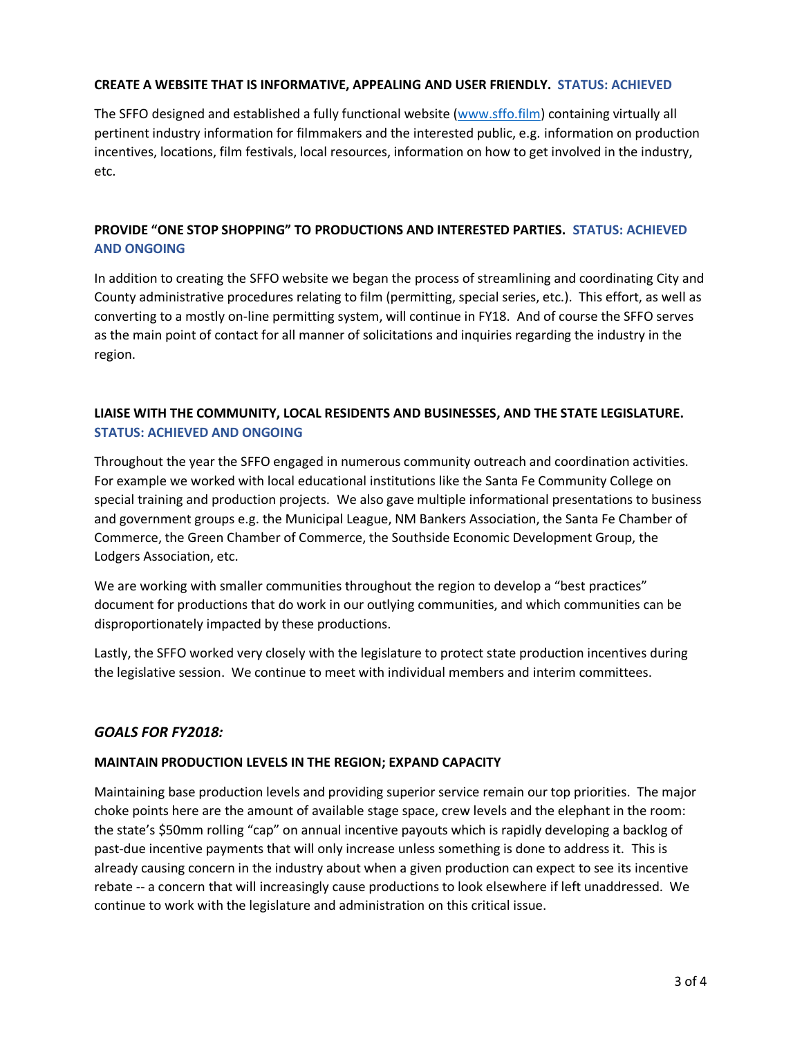**CREATE A WEBSITE THAT IS INFORMATIVE, APPEALING AND USER FRIENDLY. STATUS: ACHIEVED**

The SFFO designed and established a fully functional website ([www.sffo.film](www.sffo.film)) containing virtually all pertinent industry information for filmmakers and the interested public, e.g. information on production incentives, locations, film festivals, local resources, information on how to get involved in the industry, etc.

**PROVIDE "ONE STOP SHOPPING" TO PRODUCTIONS AND INTERESTED PARTIES. STATUS: ACHIEVED AND ONGOING**

In addition to creating the SFFO website we began the process of streamlining and coordinating City and County administrative procedures relating to film (permitting, special series, etc.). This effort, as well as converting to a mostly on-line permitting system, will continue in FY18. And of course the SFFO serves as the main point of contact for all manner of solicitations and inquiries regarding the industry in the region.

**LIAISE WITH THE COMMUNITY, LOCAL RESIDENTS AND BUSINESSES, AND THE STATE LEGISLATURE. STATUS: ACHIEVED AND ONGOING**

Throughout the year the SFFO engaged in numerous community outreach and coordination activities. For example we worked with local educational institutions like the Santa Fe Community College on special training and production projects. We also gave multiple informational presentations to business and government groups e.g. the Municipal League, NM Bankers Association, the Santa Fe Chamber of Commerce, the Green Chamber of Commerce, the Southside Economic Development Group, the Lodgers Association, etc.

We are working with smaller communities throughout the region to develop a "best practices" document for productions that do work in our outlying communities, and which communities can be disproportionately impacted by these productions.

Lastly, the SFFO worked very closely with the legislature to protect state production incentives during the legislative session. We continue to meet with individual members and interim committees.

## *GOALS FOR FY2018:*

**MAINTAIN PRODUCTION LEVELS IN THE REGION; EXPAND CAPACITY**

Maintaining base production levels and providing superior service remain our top priorities. The major choke points here are the amount of available stage space, crew levels and the elephant in the room: the state's $50mm rolling "cap" on annual incentive payouts which is rapidly developing a backlog of past-due incentive payments that will only increase unless something is done to address it. This is already causing concern in the industry about when a given production can expect to see its incentive rebate -- a concern that will increasingly cause productions to look elsewhere if left unaddressed. We continue to work with the legislature and administration on this critical issue.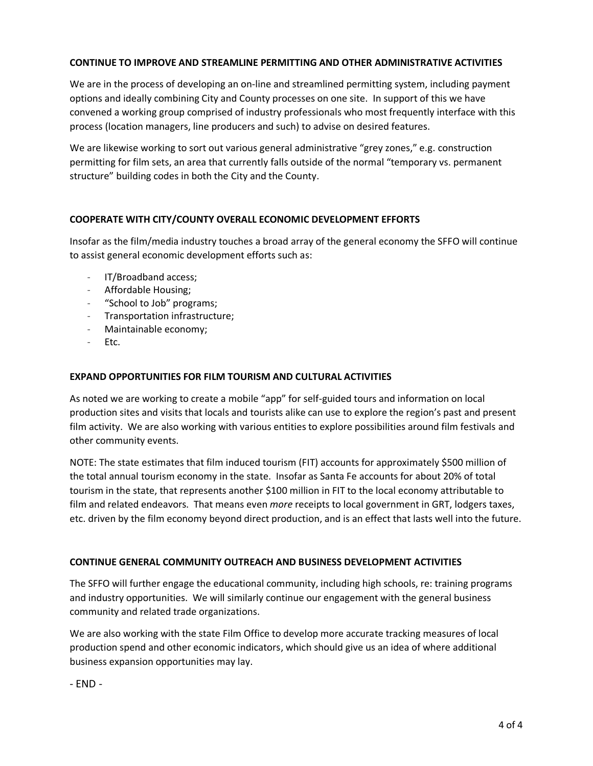## CONTINUE TO IMPROVE AND STREAMLINE PERMITTING AND OTHER ADMINISTRATIVE ACTIVITIES

We are in the process of developing an on-line and streamlined permitting system, including payment options and ideally combining City and County processes on one site. In support of this we have convened a working group comprised of industry professionals who most frequently interface with this process (location managers, line producers and such) to advise on desired features.

We are likewise working to sort out various general administrative "grey zones," e.g. construction permitting for film sets, an area that currently falls outside of the normal "temporary vs. permanent structure" building codes in both the City and the County.

## COOPERATE WITH CITY/COUNTY OVERALL ECONOMIC DEVELOPMENT EFFORTS

Insofar as the film/media industry touches a broad array of the general economy the SFFO will continue to assist general economic development efforts such as:

- IT/Broadband access;
- Affordable Housing;
- "School to Job" programs;
- Transportation infrastructure;
- Maintainable economy;
- Etc.

## EXPAND OPPORTUNITIES FOR FILM TOURISM AND CULTURAL ACTIVITIES

As noted we are working to create a mobile "app" for self-guided tours and information on local production sites and visits that locals and tourists alike can use to explore the region's past and present film activity. We are also working with various entities to explore possibilities around film festivals and other community events.

NOTE: The state estimates that film induced tourism (FIT) accounts for approximately $500 million of the total annual tourism economy in the state. Insofar as Santa Fe accounts for about 20% of total tourism in the state, that represents another $100 million in FIT to the local economy attributable to film and related endeavors. That means even *more* receipts to local government in GRT, lodgers taxes, etc. driven by the film economy beyond direct production, and is an effect that lasts well into the future.

## CONTINUE GENERAL COMMUNITY OUTREACH AND BUSINESS DEVELOPMENT ACTIVITIES

The SFFO will further engage the educational community, including high schools, re: training programs and industry opportunities. We will similarly continue our engagement with the general business community and related trade organizations.

We are also working with the state Film Office to develop more accurate tracking measures of local production spend and other economic indicators, which should give us an idea of where additional business expansion opportunities may lay.

- END -